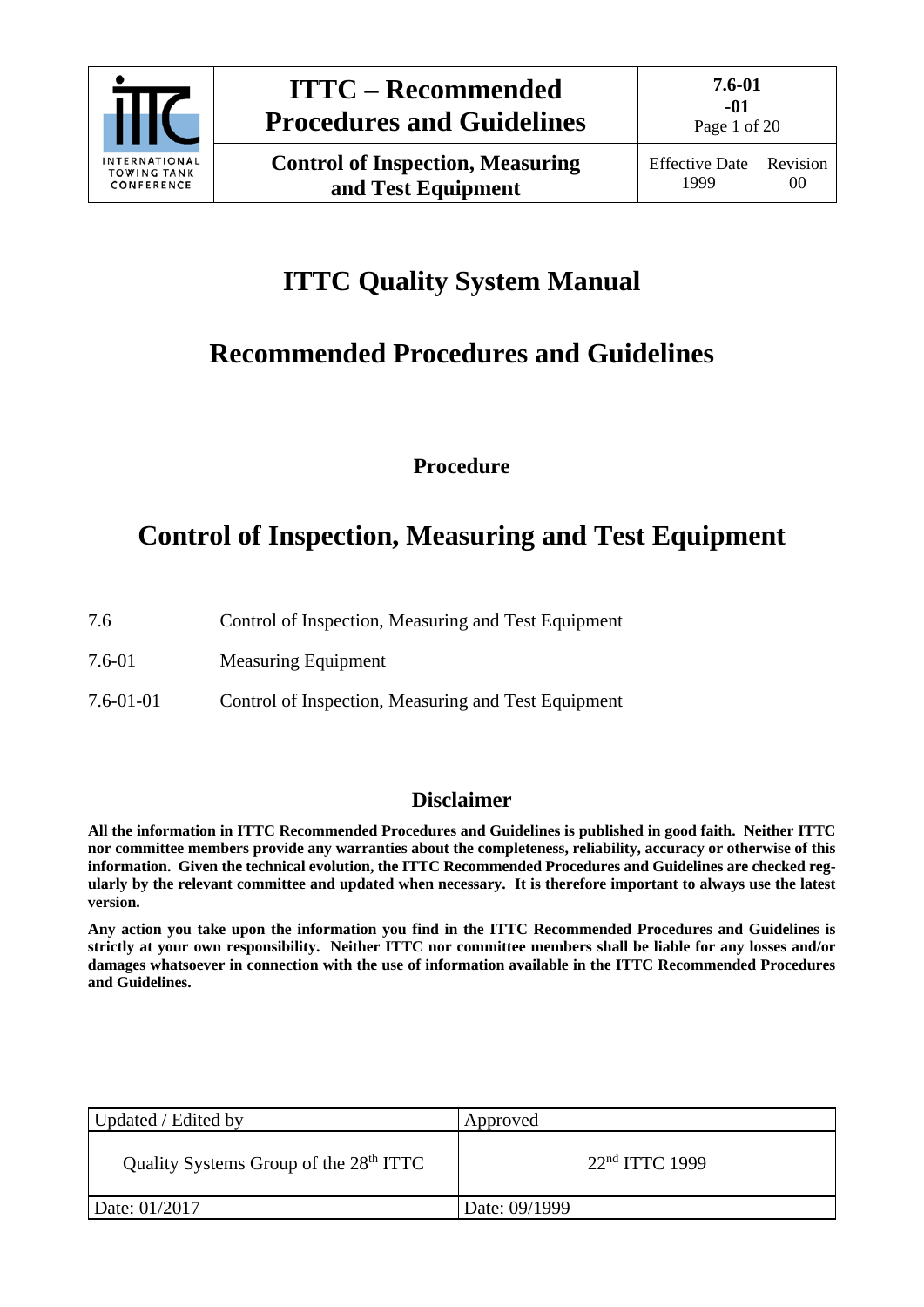# ITTC Quality System Manual

## Recommended Procedures and Guidelines

### Procedure

# Control of Inspection, Measuring and Test Equipment

7.6 Control of Inspection, Measuring and Test Equipment

7.6-01 Measuring Equipment

7.6-01-01 Control of Inspection, Measuring and Test Equipment

### Disclaimer

**All the information in ITTC Recommended Procedures and Guidelines is published in good faith. Neither ITTC nor committee members provide any warranties about the completeness, reliability, accuracy or otherwise of this information. Given the technical evolution, the ITTC Recommended Procedures and Guidelines are checked regularly by the relevant committee and updated when necessary. It is therefore important to always use the latest version.**

**Any action you take upon the information you find in the ITTC Recommended Procedures and Guidelines is strictly at your own responsibility. Neither ITTC nor committee members shall be liable for any losses and/or damages whatsoever in connection with the use of information available in the ITTC Recommended Procedures and Guidelines.**

| Updated / Edited by | Approved |
| --- | --- |
| Quality Systems Group of the 28th ITTC | 22nd ITTC 1999 |
| Date: 01/2017 | Date: 09/1999 |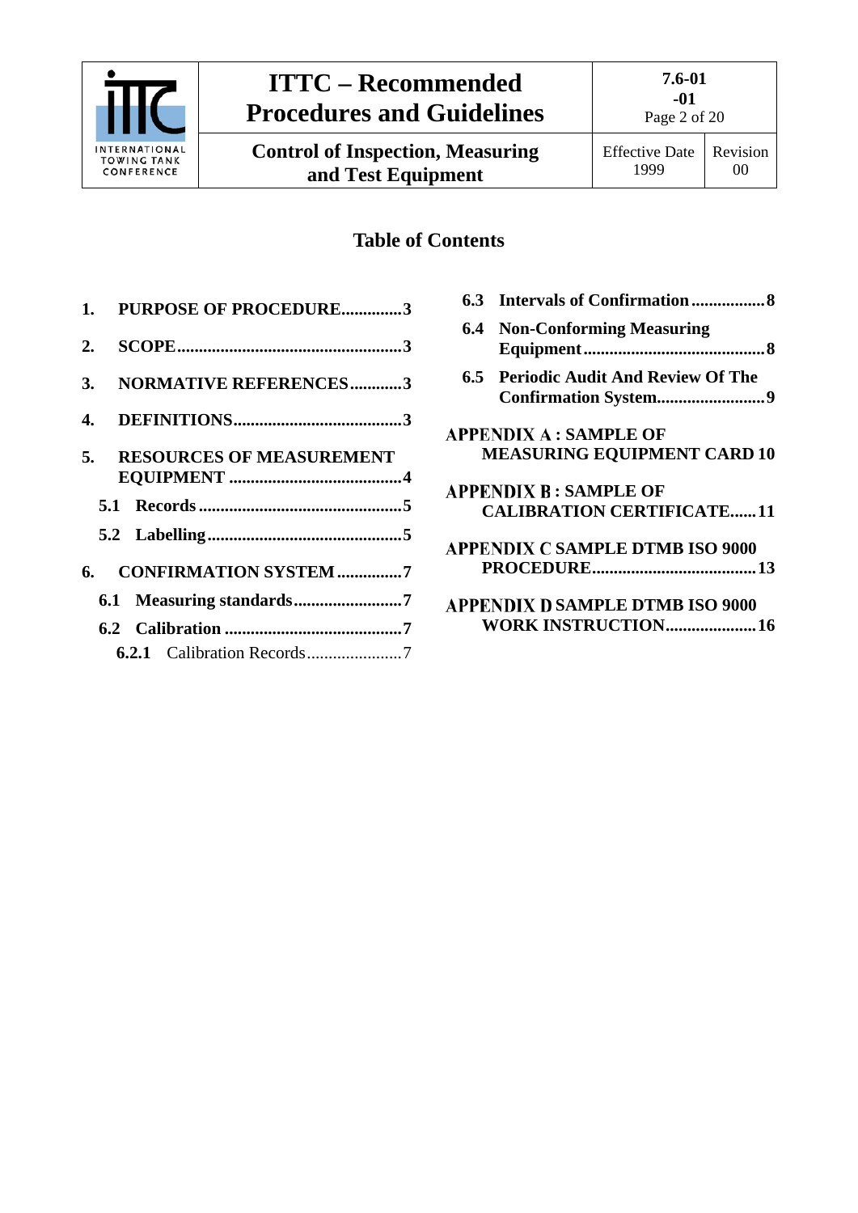## Table of Contents

**1. PURPOSE OF PROCEDURE..............3**

**2. SCOPE....................................................3**

**3. NORMATIVE REFERENCES............3**

**4. DEFINITIONS.......................................3**

**5. RESOURCES OF MEASUREMENT EQUIPMENT ........................................4**

**5.1 Records ...............................................5**

**5.2 Labelling.............................................5**

**6. CONFIRMATION SYSTEM ...............7**

**6.1 Measuring standards.........................7**

**6.2 Calibration .........................................7**

**6.2.1** Calibration Records......................7

**6.3 Intervals of Confirmation .................8**

**6.4 Non-Conforming Measuring Equipment..........................................8**

**6.5 Periodic Audit And Review Of The Confirmation System.........................9**

**APPENDIX A : SAMPLE OF MEASURING EQUIPMENT CARD 10**

**APPENDIX B : SAMPLE OF CALIBRATION CERTIFICATE......11**

**APPENDIX C SAMPLE DTMB ISO 9000 PROCEDURE......................................13**

**APPENDIX D SAMPLE DTMB ISO 9000 WORK INSTRUCTION.....................16**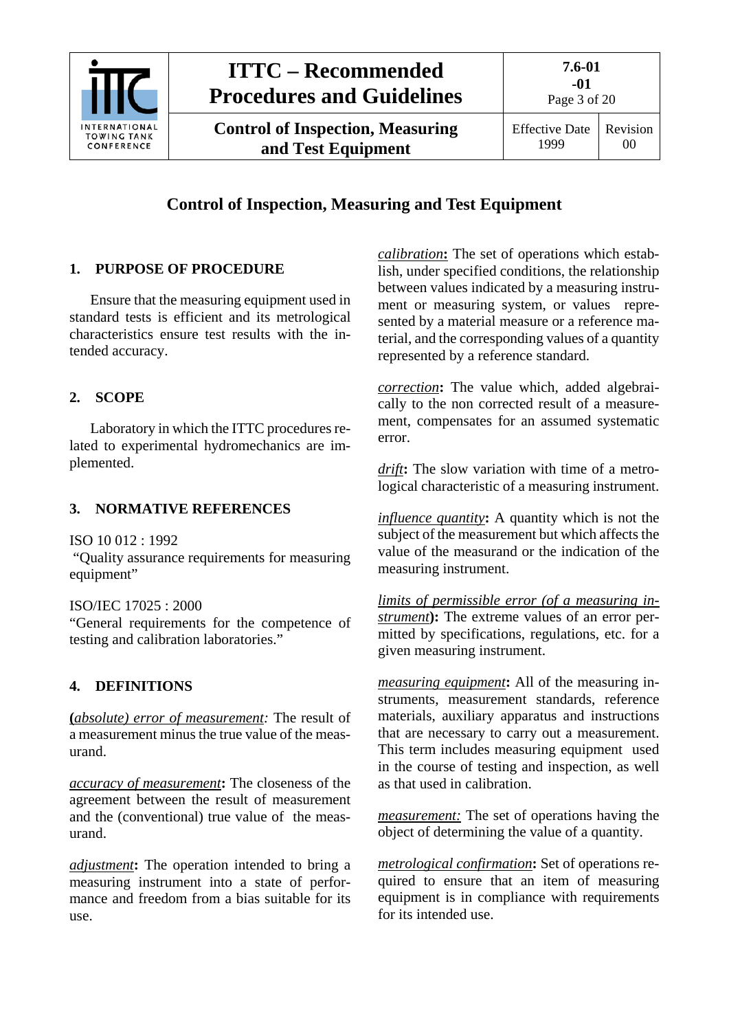# Control of Inspection, Measuring and Test Equipment

## 1. PURPOSE OF PROCEDURE

Ensure that the measuring equipment used in standard tests is efficient and its metrological characteristics ensure test results with the intended accuracy.

## 2. SCOPE

Laboratory in which the ITTC procedures related to experimental hydromechanics are implemented.

## 3. NORMATIVE REFERENCES

ISO 10 012 : 1992
"Quality assurance requirements for measuring equipment"

ISO/IEC 17025 : 2000
"General requirements for the competence of testing and calibration laboratories."

## 4. DEFINITIONS

**(**_absolute) error of measurement:_ The result of a measurement minus the true value of the measurand.

_accuracy of measurement_**:** The closeness of the agreement between the result of measurement and the (conventional) true value of the measurand.

_adjustment_**:** The operation intended to bring a measuring instrument into a state of performance and freedom from a bias suitable for its use.

_calibration_**:** The set of operations which establish, under specified conditions, the relationship between values indicated by a measuring instrument or measuring system, or values represented by a material measure or a reference material, and the corresponding values of a quantity represented by a reference standard.

_correction_**:** The value which, added algebraically to the non corrected result of a measurement, compensates for an assumed systematic error.

_drift_**:** The slow variation with time of a metrological characteristic of a measuring instrument.

_influence quantity_**:** A quantity which is not the subject of the measurement but which affects the value of the measurand or the indication of the measuring instrument.

_limits of permissible error (of a measuring instrument_**):** The extreme values of an error permitted by specifications, regulations, etc. for a given measuring instrument.

_measuring equipment_**:** All of the measuring instruments, measurement standards, reference materials, auxiliary apparatus and instructions that are necessary to carry out a measurement. This term includes measuring equipment used in the course of testing and inspection, as well as that used in calibration.

_measurement:_ The set of operations having the object of determining the value of a quantity.

_metrological confirmation_**:** Set of operations required to ensure that an item of measuring equipment is in compliance with requirements for its intended use.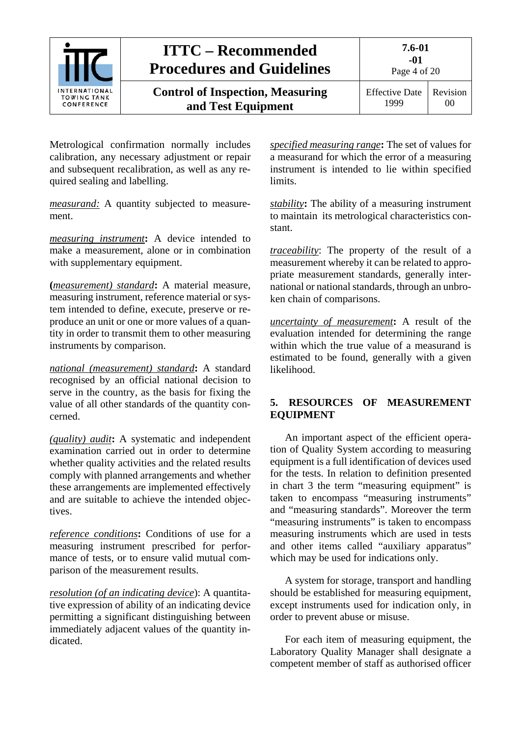Metrological confirmation normally includes calibration, any necessary adjustment or repair and subsequent recalibration, as well as any required sealing and labelling.

*measurand:* A quantity subjected to measurement.

*measuring instrument***:** A device intended to make a measurement, alone or in combination with supplementary equipment.

**(***measurement) standard***:** A material measure, measuring instrument, reference material or system intended to define, execute, preserve or reproduce an unit or one or more values of a quantity in order to transmit them to other measuring instruments by comparison.

*national (measurement) standard***:** A standard recognised by an official national decision to serve in the country, as the basis for fixing the value of all other standards of the quantity concerned.

*(quality) audit***:** A systematic and independent examination carried out in order to determine whether quality activities and the related results comply with planned arrangements and whether these arrangements are implemented effectively and are suitable to achieve the intended objectives.

*reference conditions***:** Conditions of use for a measuring instrument prescribed for performance of tests, or to ensure valid mutual comparison of the measurement results.

*resolution (of an indicating device*): A quantitative expression of ability of an indicating device permitting a significant distinguishing between immediately adjacent values of the quantity indicated.

*specified measuring range***:** The set of values for a measurand for which the error of a measuring instrument is intended to lie within specified limits.

*stability***:** The ability of a measuring instrument to maintain its metrological characteristics constant.

*traceability*: The property of the result of a measurement whereby it can be related to appropriate measurement standards, generally international or national standards, through an unbroken chain of comparisons.

*uncertainty of measurement***:** A result of the evaluation intended for determining the range within which the true value of a measurand is estimated to be found, generally with a given likelihood.

## 5. RESOURCES OF MEASUREMENT EQUIPMENT

An important aspect of the efficient operation of Quality System according to measuring equipment is a full identification of devices used for the tests. In relation to definition presented in chart 3 the term "measuring equipment" is taken to encompass "measuring instruments" and "measuring standards". Moreover the term "measuring instruments" is taken to encompass measuring instruments which are used in tests and other items called "auxiliary apparatus" which may be used for indications only.

A system for storage, transport and handling should be established for measuring equipment, except instruments used for indication only, in order to prevent abuse or misuse.

For each item of measuring equipment, the Laboratory Quality Manager shall designate a competent member of staff as authorised officer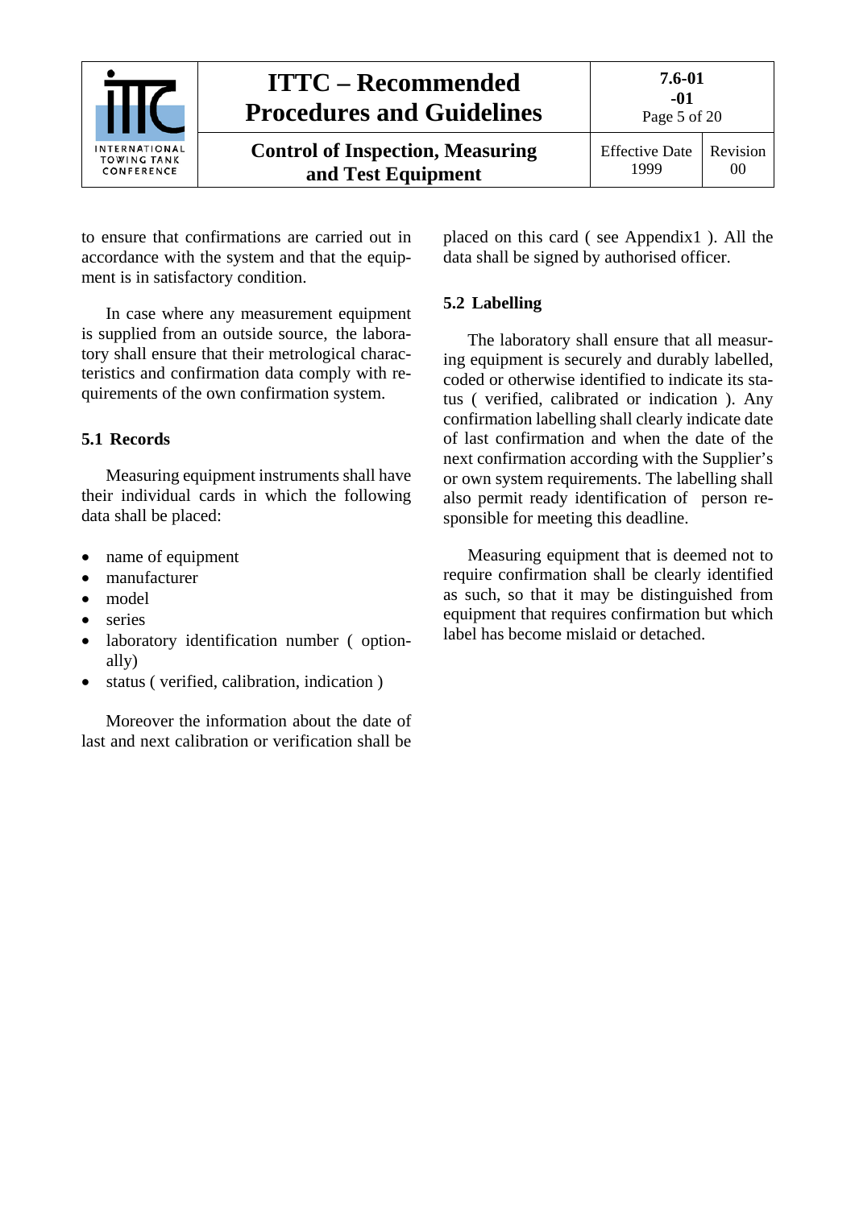to ensure that confirmations are carried out in accordance with the system and that the equipment is in satisfactory condition.

In case where any measurement equipment is supplied from an outside source, the laboratory shall ensure that their metrological characteristics and confirmation data comply with requirements of the own confirmation system.

### 5.1 Records

Measuring equipment instruments shall have their individual cards in which the following data shall be placed:

- name of equipment
- manufacturer
- model
- series
- laboratory identification number ( optionally)
- status ( verified, calibration, indication )

Moreover the information about the date of last and next calibration or verification shall be placed on this card ( see Appendix1 ). All the data shall be signed by authorised officer.

### 5.2 Labelling

The laboratory shall ensure that all measuring equipment is securely and durably labelled, coded or otherwise identified to indicate its status ( verified, calibrated or indication ). Any confirmation labelling shall clearly indicate date of last confirmation and when the date of the next confirmation according with the Supplier's or own system requirements. The labelling shall also permit ready identification of person responsible for meeting this deadline.

Measuring equipment that is deemed not to require confirmation shall be clearly identified as such, so that it may be distinguished from equipment that requires confirmation but which label has become mislaid or detached.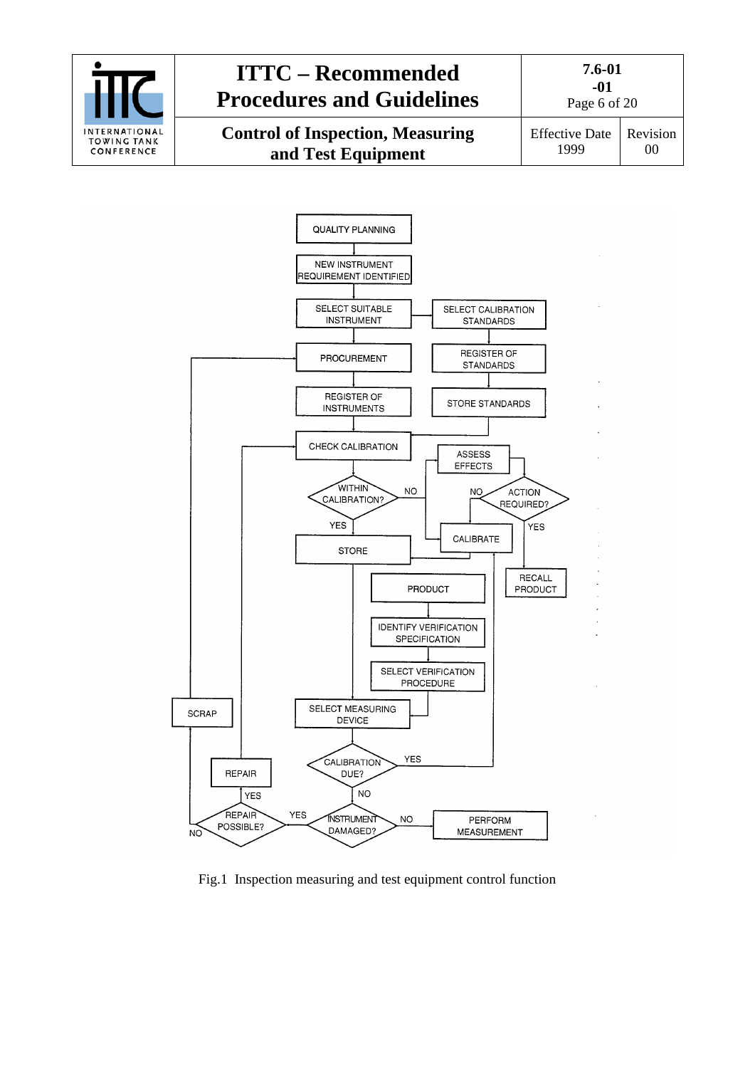QUALITY PLANNING

NEW INSTRUMENT REQUIREMENT IDENTIFIED

SELECT SUITABLE INSTRUMENT

SELECT CALIBRATION STANDARDS

PROCUREMENT

REGISTER OF STANDARDS

REGISTER OF INSTRUMENTS

STORE STANDARDS

CHECK CALIBRATION

ASSESS EFFECTS

WITHIN CALIBRATION?

NO

NO

ACTION REQUIRED?

YES

YES

CALIBRATE

STORE

RECALL PRODUCT

PRODUCT

IDENTIFY VERIFICATION SPECIFICATION

SELECT VERIFICATION PROCEDURE

SCRAP

SELECT MEASURING DEVICE

CALIBRATION DUE?

YES

REPAIR

NO

YES

REPAIR POSSIBLE?

YES

INSTRUMENT DAMAGED?

NO

PERFORM MEASUREMENT

NO

Fig.1 Inspection measuring and test equipment control function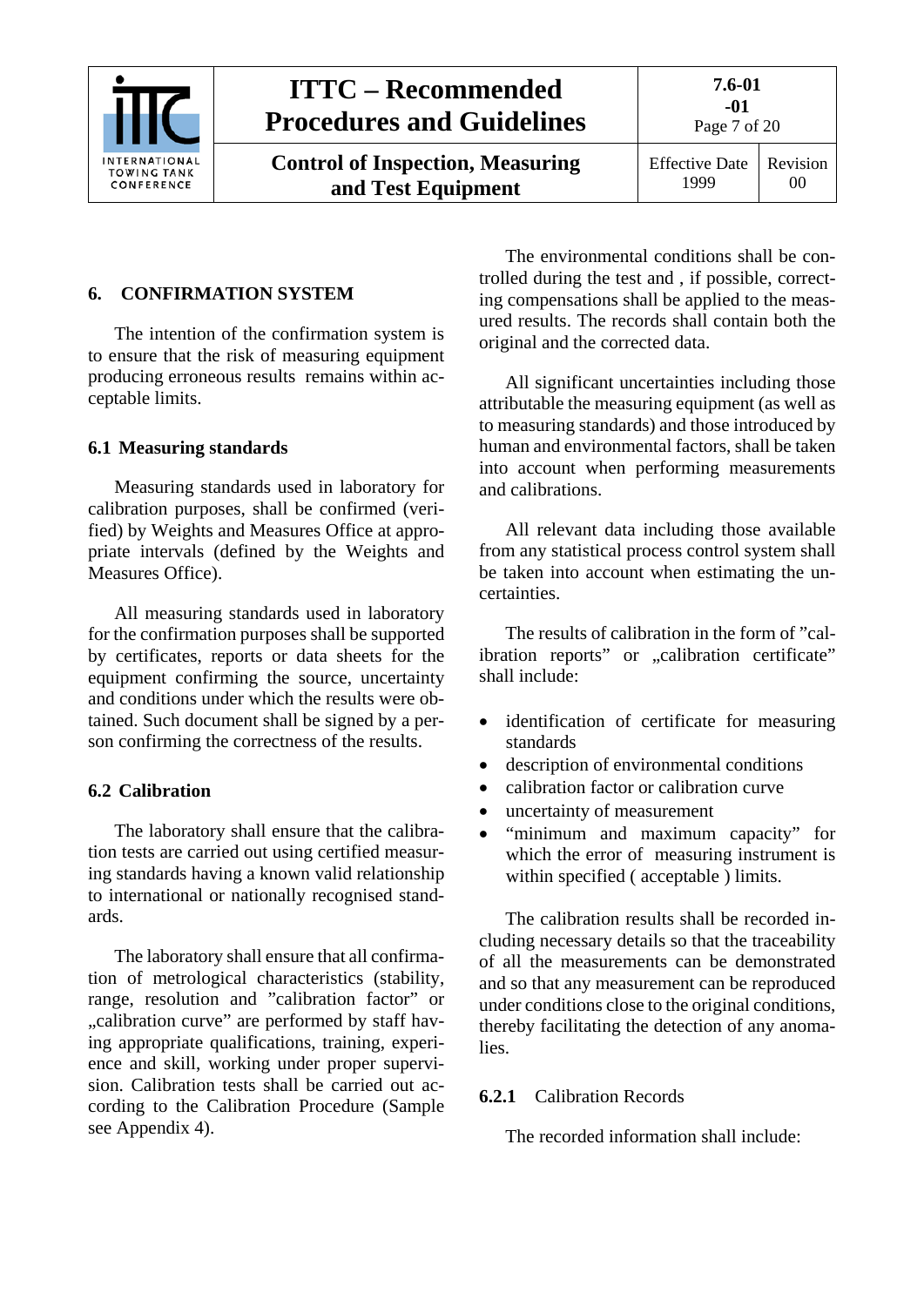## 6. CONFIRMATION SYSTEM

The intention of the confirmation system is to ensure that the risk of measuring equipment producing erroneous results remains within acceptable limits.

### 6.1 Measuring standards

Measuring standards used in laboratory for calibration purposes, shall be confirmed (verified) by Weights and Measures Office at appropriate intervals (defined by the Weights and Measures Office).

All measuring standards used in laboratory for the confirmation purposes shall be supported by certificates, reports or data sheets for the equipment confirming the source, uncertainty and conditions under which the results were obtained. Such document shall be signed by a person confirming the correctness of the results.

### 6.2 Calibration

The laboratory shall ensure that the calibration tests are carried out using certified measuring standards having a known valid relationship to international or nationally recognised standards.

The laboratory shall ensure that all confirmation of metrological characteristics (stability, range, resolution and "calibration factor" or „calibration curve" are performed by staff having appropriate qualifications, training, experience and skill, working under proper supervision. Calibration tests shall be carried out according to the Calibration Procedure (Sample see Appendix 4).

The environmental conditions shall be controlled during the test and , if possible, correcting compensations shall be applied to the measured results. The records shall contain both the original and the corrected data.

All significant uncertainties including those attributable the measuring equipment (as well as to measuring standards) and those introduced by human and environmental factors, shall be taken into account when performing measurements and calibrations.

All relevant data including those available from any statistical process control system shall be taken into account when estimating the uncertainties.

The results of calibration in the form of "calibration reports" or „calibration certificate" shall include:

- identification of certificate for measuring standards
- description of environmental conditions
- calibration factor or calibration curve
- uncertainty of measurement
- "minimum and maximum capacity" for which the error of measuring instrument is within specified ( acceptable ) limits.

The calibration results shall be recorded including necessary details so that the traceability of all the measurements can be demonstrated and so that any measurement can be reproduced under conditions close to the original conditions, thereby facilitating the detection of any anomalies.

#### 6.2.1 Calibration Records

The recorded information shall include: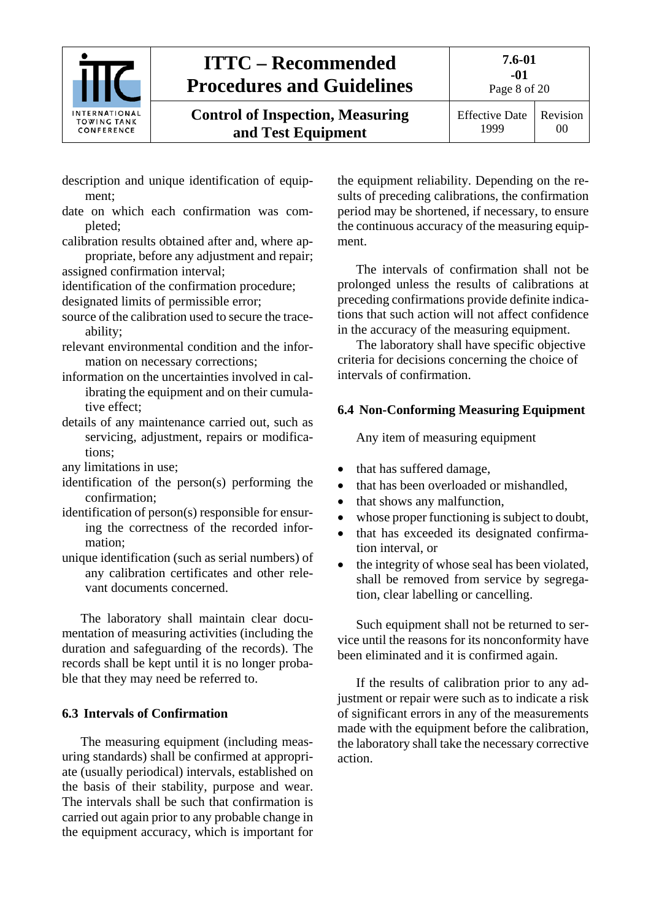description and unique identification of equipment;

date on which each confirmation was completed;

calibration results obtained after and, where appropriate, before any adjustment and repair;

assigned confirmation interval;

identification of the confirmation procedure;

designated limits of permissible error;

source of the calibration used to secure the traceability;

relevant environmental condition and the information on necessary corrections;

information on the uncertainties involved in calibrating the equipment and on their cumulative effect;

details of any maintenance carried out, such as servicing, adjustment, repairs or modifications;

any limitations in use;

identification of the person(s) performing the confirmation;

identification of person(s) responsible for ensuring the correctness of the recorded information;

unique identification (such as serial numbers) of any calibration certificates and other relevant documents concerned.

The laboratory shall maintain clear documentation of measuring activities (including the duration and safeguarding of the records). The records shall be kept until it is no longer probable that they may need be referred to.

### 6.3 Intervals of Confirmation

The measuring equipment (including measuring standards) shall be confirmed at appropriate (usually periodical) intervals, established on the basis of their stability, purpose and wear. The intervals shall be such that confirmation is carried out again prior to any probable change in the equipment accuracy, which is important for the equipment reliability. Depending on the results of preceding calibrations, the confirmation period may be shortened, if necessary, to ensure the continuous accuracy of the measuring equipment.

The intervals of confirmation shall not be prolonged unless the results of calibrations at preceding confirmations provide definite indications that such action will not affect confidence in the accuracy of the measuring equipment.

The laboratory shall have specific objective criteria for decisions concerning the choice of intervals of confirmation.

### 6.4 Non-Conforming Measuring Equipment

Any item of measuring equipment

- that has suffered damage,
- that has been overloaded or mishandled,
- that shows any malfunction,
- whose proper functioning is subject to doubt,
- that has exceeded its designated confirmation interval, or
- the integrity of whose seal has been violated,

shall be removed from service by segregation, clear labelling or cancelling.

Such equipment shall not be returned to service until the reasons for its nonconformity have been eliminated and it is confirmed again.

If the results of calibration prior to any adjustment or repair were such as to indicate a risk of significant errors in any of the measurements made with the equipment before the calibration, the laboratory shall take the necessary corrective action.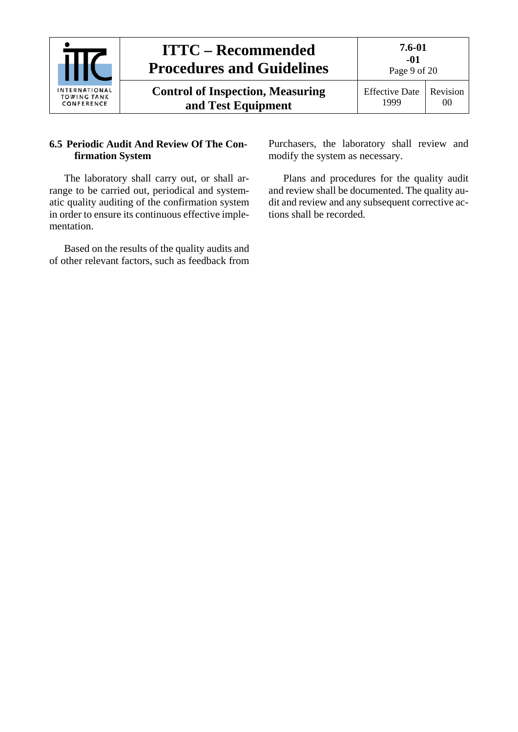### 6.5 Periodic Audit And Review Of The Confirmation System

The laboratory shall carry out, or shall arrange to be carried out, periodical and systematic quality auditing of the confirmation system in order to ensure its continuous effective implementation.

Based on the results of the quality audits and of other relevant factors, such as feedback from Purchasers, the laboratory shall review and modify the system as necessary.

Plans and procedures for the quality audit and review shall be documented. The quality audit and review and any subsequent corrective actions shall be recorded.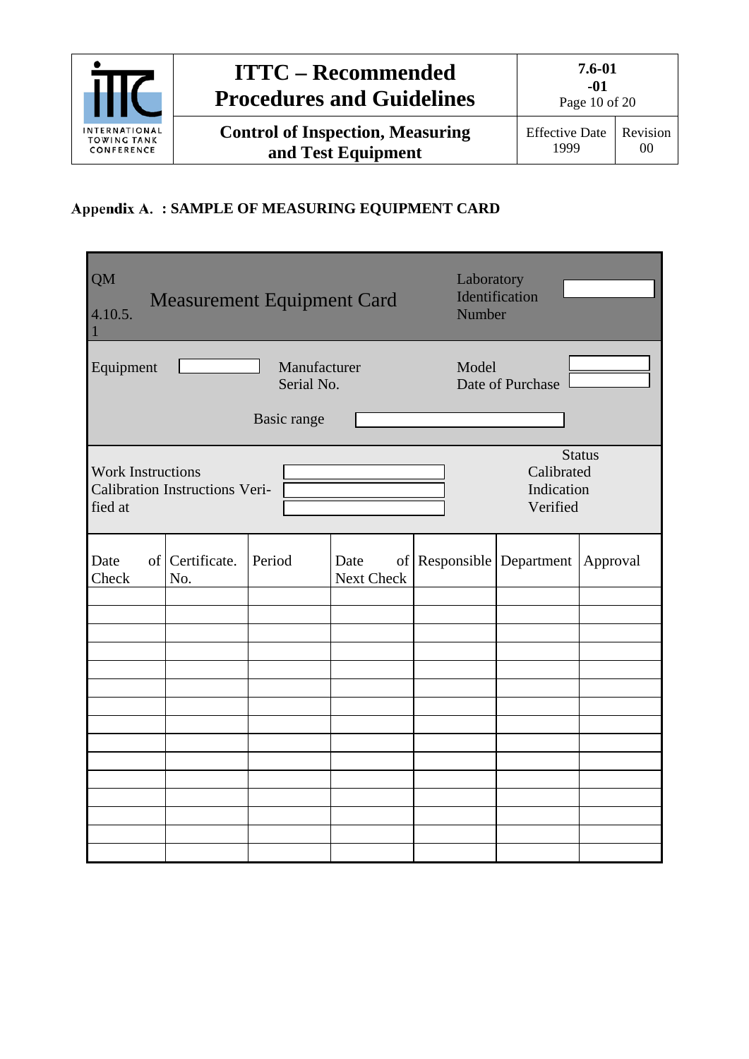## Appendix A. : SAMPLE OF MEASURING EQUIPMENT CARD

QM 4.10.5.1 — Measurement Equipment Card

Laboratory Identification Number

Equipment

Manufacturer
Serial No.

Model
Date of Purchase

Basic range

Work Instructions
Calibration Instructions Verified at

Status
Calibrated
Indication
Verified

| Date of Check | Certificate. No. | Period | Date of Next Check | Responsible | Department | Approval |
|---|---|---|---|---|---|---|
| | | | | | | |
| | | | | | | |
| | | | | | | |
| | | | | | | |
| | | | | | | |
| | | | | | | |
| | | | | | | |
| | | | | | | |
| | | | | | | |
| | | | | | | |
| | | | | | | |
| | | | | | | |
| | | | | | | |
| | | | | | | |
| | | | | | | |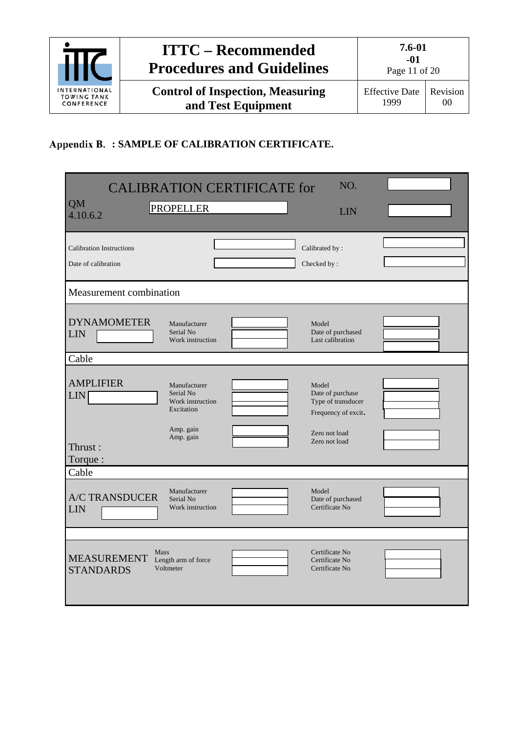## Appendix B. : SAMPLE OF CALIBRATION CERTIFICATE.

| CALIBRATION CERTIFICATE for | | NO. | |
|---|---|---|---|
| QM 4.10.6.2 | PROPELLER | LIN | |

| | | | |
|---|---|---|---|
| Calibration Instructions | | Calibrated by : | |
| Date of calibration | | Checked by : | |

Measurement combination

| | | | | |
|---|---|---|---|---|
| DYNAMOMETER LIN | Manufacturer<br>Serial No<br>Work instruction | | Model<br>Date of purchased<br>Last calibration | |

Cable

| | | | | |
|---|---|---|---|---|
| AMPLIFIER LIN | Manufacturer<br>Serial No<br>Work instruction<br>Excitation | | Model<br>Date of purchase<br>Type of transducer<br>Frequency of excit. | |
| Thrust :<br>Torque : | Amp. gain<br>Amp. gain | | Zero not load<br>Zero not load | |

Cable

| | | | | |
|---|---|---|---|---|
| A/C TRANSDUCER LIN | Manufacturer<br>Serial No<br>Work instruction | | Model<br>Date of purchased<br>Certificate No | |

| | | | | |
|---|---|---|---|---|
| MEASUREMENT STANDARDS | Mass<br>Length arm of force<br>Voltmeter | | Certificate No<br>Certificate No<br>Certificate No | |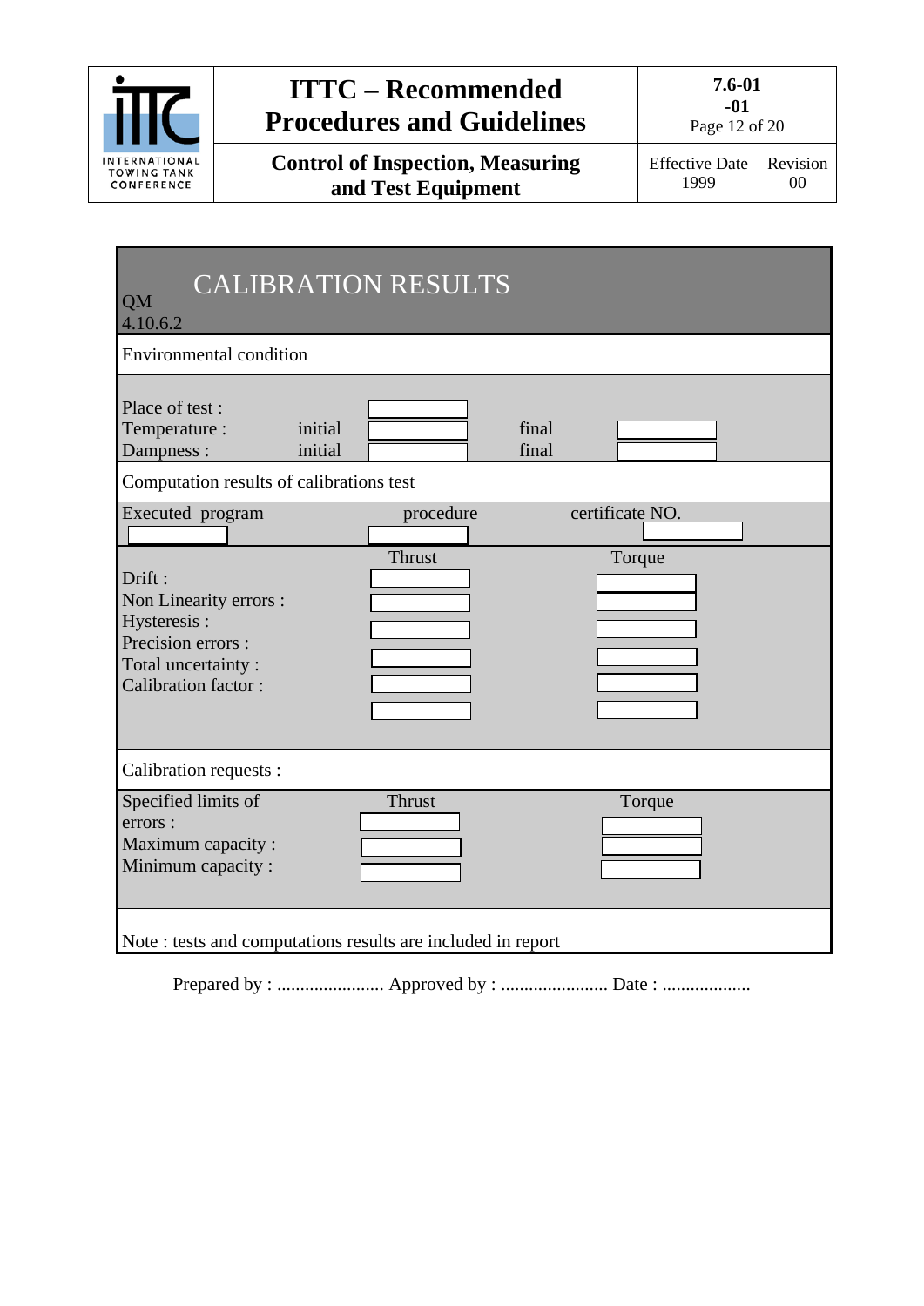## CALIBRATION RESULTS

QM 4.10.6.2

**Environmental condition**

| | | | | |
|---|---|---|---|---|
| Place of test : | | | | |
| Temperature : | initial | | final | |
| Dampness : | initial | | final | |

**Computation results of calibrations test**

| Executed program | procedure | certificate NO. |
|---|---|---|
| | | |

| | Thrust | Torque |
|---|---|---|
| Drift : | | |
| Non Linearity errors : | | |
| Hysteresis : | | |
| Precision errors : | | |
| Total uncertainty : | | |
| Calibration factor : | | |

**Calibration requests :**

| | Thrust | Torque |
|---|---|---|
| Specified limits of errors : | | |
| Maximum capacity : | | |
| Minimum capacity : | | |

Note : tests and computations results are included in report

Prepared by : ....................... Approved by : ....................... Date : ...................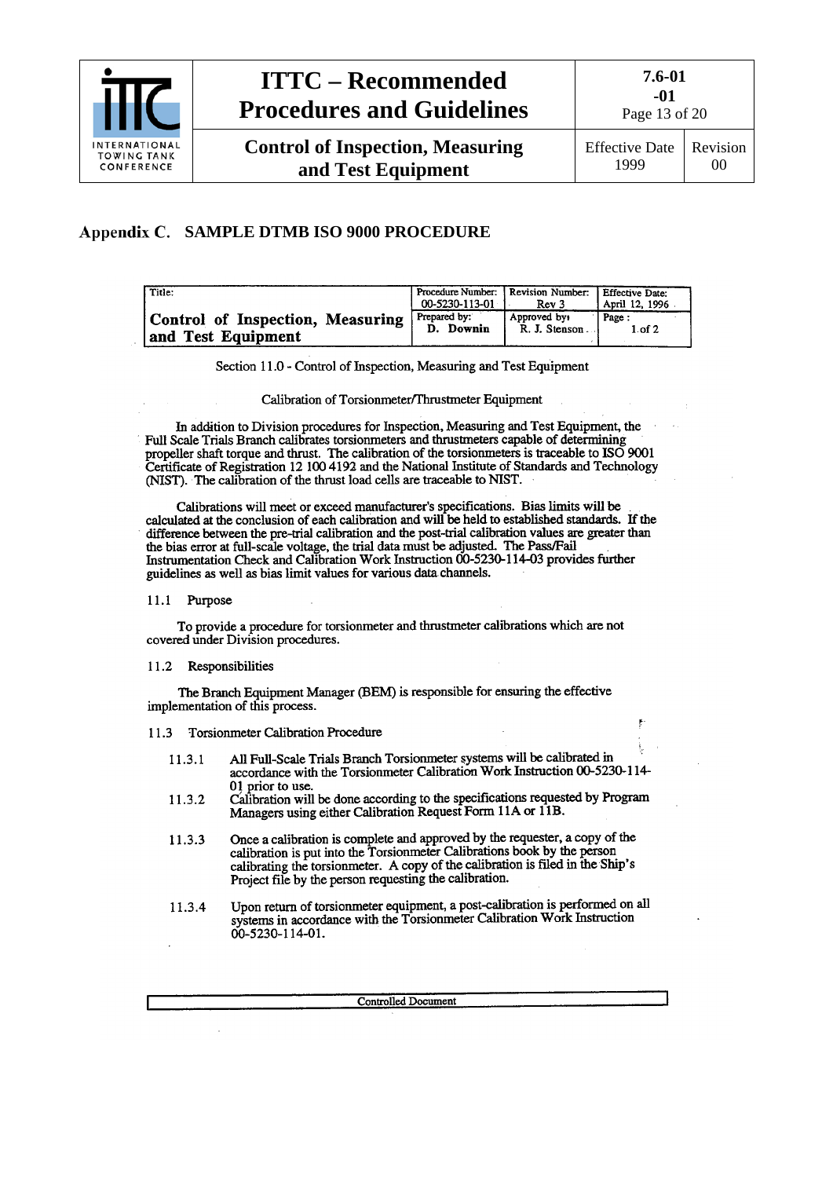## Appendix C. SAMPLE DTMB ISO 9000 PROCEDURE

| Title: | Procedure Number: 00-5230-113-01 | Revision Number: Rev 3 | Effective Date: April 12, 1996 |
|---|---|---|---|
| **Control of Inspection, Measuring and Test Equipment** | Prepared by: **D. Downin** | Approved by: R. J. Stenson | Page : 1 of 2 |

Section 11.0 - Control of Inspection, Measuring and Test Equipment

Calibration of Torsionmeter/Thrustmeter Equipment

In addition to Division procedures for Inspection, Measuring and Test Equipment, the Full Scale Trials Branch calibrates torsionmeters and thrustmeters capable of determining propeller shaft torque and thrust. The calibration of the torsionmeters is traceable to ISO 9001 Certificate of Registration 12 100 4192 and the National Institute of Standards and Technology (NIST). The calibration of the thrust load cells are traceable to NIST.

Calibrations will meet or exceed manufacturer's specifications. Bias limits will be calculated at the conclusion of each calibration and will be held to established standards. If the difference between the pre-trial calibration and the post-trial calibration values are greater than the bias error at full-scale voltage, the trial data must be adjusted. The Pass/Fail Instrumentation Check and Calibration Work Instruction 00-5230-114-03 provides further guidelines as well as bias limit values for various data channels.

11.1 Purpose

To provide a procedure for torsionmeter and thrustmeter calibrations which are not covered under Division procedures.

11.2 Responsibilities

The Branch Equipment Manager (BEM) is responsible for ensuring the effective implementation of this process.

11.3 Torsionmeter Calibration Procedure

11.3.1 All Full-Scale Trials Branch Torsionmeter systems will be calibrated in accordance with the Torsionmeter Calibration Work Instruction 00-5230-114-01 prior to use.

11.3.2 Calibration will be done according to the specifications requested by Program Managers using either Calibration Request Form 11A or 11B.

11.3.3 Once a calibration is complete and approved by the requester, a copy of the calibration is put into the Torsionmeter Calibrations book by the person calibrating the torsionmeter. A copy of the calibration is filed in the Ship's Project file by the person requesting the calibration.

11.3.4 Upon return of torsionmeter equipment, a post-calibration is performed on all systems in accordance with the Torsionmeter Calibration Work Instruction 00-5230-114-01.

Controlled Document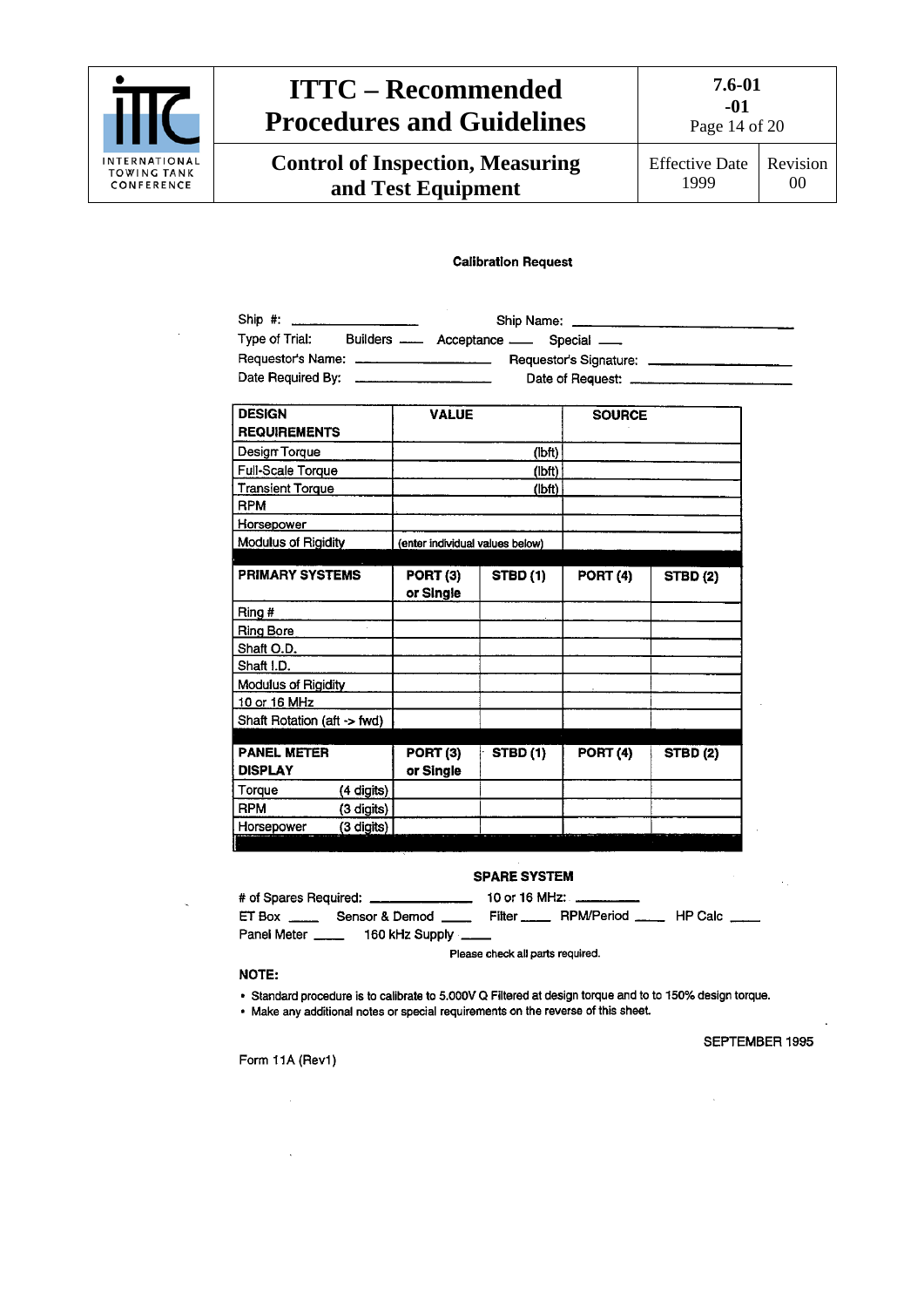**Calibration Request**

Ship #: ________________ Ship Name: ________________

Type of Trial: Builders ___ Acceptance ___ Special ___

Requestor's Name: ________________ Requestor's Signature: ________________

Date Required By: ________________ Date of Request: ________________

| DESIGN REQUIREMENTS | VALUE | | SOURCE | |
|---|---|---|---|---|
| Design Torque | (lbft) | | | |
| Full-Scale Torque | (lbft) | | | |
| Transient Torque | (lbft) | | | |
| RPM | | | | |
| Horsepower | | | | |
| Modulus of Rigidity | (enter individual values below) | | | |
| **PRIMARY SYSTEMS** | **PORT (3) or Single** | **STBD (1)** | **PORT (4)** | **STBD (2)** |
| Ring # | | | | |
| Ring Bore | | | | |
| Shaft O.D. | | | | |
| Shaft I.D. | | | | |
| Modulus of Rigidity | | | | |
| 10 or 16 MHz | | | | |
| Shaft Rotation (aft -> fwd) | | | | |
| **PANEL METER DISPLAY** | **PORT (3) or Single** | **STBD (1)** | **PORT (4)** | **STBD (2)** |
| Torque (4 digits) | | | | |
| RPM (3 digits) | | | | |
| Horsepower (3 digits) | | | | |

**SPARE SYSTEM**

# of Spares Required: ____________ 10 or 16 MHz: ________

ET Box ____ Sensor & Demod ____ Filter ____ RPM/Period ____ HP Calc ____

Panel Meter ____ 160 kHz Supply ____

Please check all parts required.

**NOTE:**

- Standard procedure is to calibrate to 5.000V Q Filtered at design torque and to to 150% design torque.
- Make any additional notes or special requirements on the reverse of this sheet.

SEPTEMBER 1995

Form 11A (Rev1)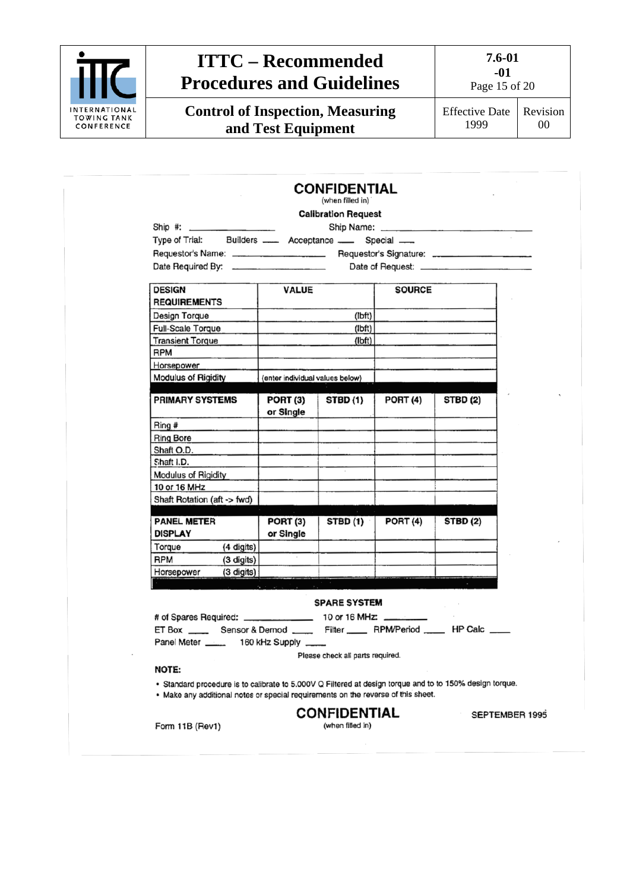**CONFIDENTIAL**
(when filled in)

**Calibration Request**

Ship #: \_\_\_\_\_\_\_\_\_\_\_\_\_\_ Ship Name: \_\_\_\_\_\_\_\_\_\_\_\_\_\_\_\_\_\_\_\_\_\_\_\_

Type of Trial: Builders \_\_\_ Acceptance \_\_\_ Special \_\_\_

Requestor's Name: \_\_\_\_\_\_\_\_\_\_\_\_\_\_\_\_ Requestor's Signature: \_\_\_\_\_\_\_\_\_\_\_\_\_\_\_\_

Date Required By: \_\_\_\_\_\_\_\_\_\_\_\_\_\_\_\_ Date of Request: \_\_\_\_\_\_\_\_\_\_\_\_\_\_\_\_

| **DESIGN REQUIREMENTS** | **VALUE** | **SOURCE** |
|---|---|---|
| Design Torque | (lbft) | |
| Full-Scale Torque | (lbft) | |
| Transient Torque | (lbft) | |
| RPM | | |
| Horsepower | | |
| Modulus of Rigidity | (enter individual values below) | |

| **PRIMARY SYSTEMS** | **PORT (3) or Single** | **STBD (1)** | **PORT (4)** | **STBD (2)** |
|---|---|---|---|---|
| Ring # | | | | |
| Ring Bore | | | | |
| Shaft O.D. | | | | |
| Shaft I.D. | | | | |
| Modulus of Rigidity | | | | |
| 10 or 16 MHz | | | | |
| Shaft Rotation (aft -> fwd) | | | | |

| **PANEL METER DISPLAY** | **PORT (3) or Single** | **STBD (1)** | **PORT (4)** | **STBD (2)** |
|---|---|---|---|---|
| Torque (4 digits) | | | | |
| RPM (3 digits) | | | | |
| Horsepower (3 digits) | | | | |

**SPARE SYSTEM**

\# of Spares Required: \_\_\_\_\_\_\_\_\_\_\_\_ 10 or 16 MHz: \_\_\_\_\_\_\_\_

ET Box \_\_\_\_ Sensor & Demod \_\_\_\_ Filter \_\_\_\_ RPM/Period \_\_\_\_ HP Calc \_\_\_\_

Panel Meter \_\_\_\_ 160 kHz Supply \_\_\_\_

Please check all parts required.

**NOTE:**

- Standard procedure is to calibrate to 5.000V Q Filtered at design torque and to to 150% design torque.
- Make any additional notes or special requirements on the reverse of this sheet.

**CONFIDENTIAL**
(when filled in)

Form 11B (Rev1) SEPTEMBER 1995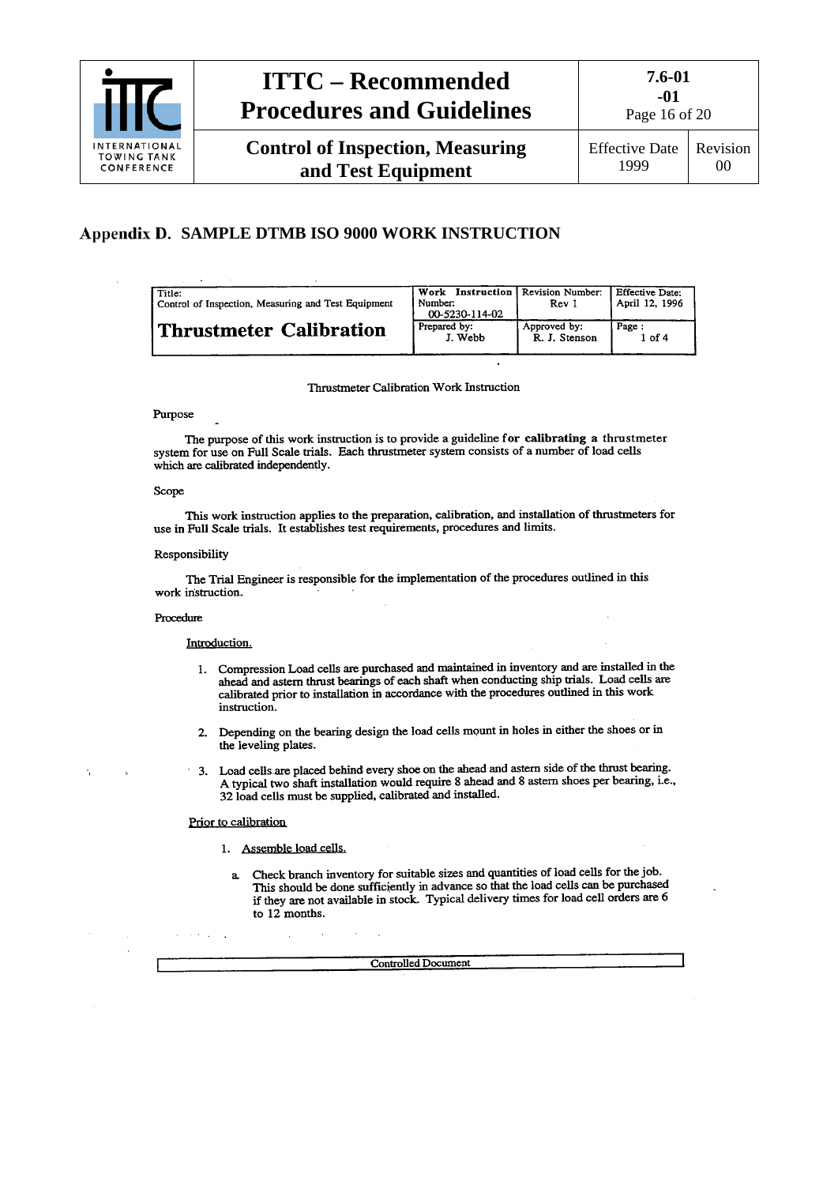## Appendix D. SAMPLE DTMB ISO 9000 WORK INSTRUCTION

| Title: Control of Inspection, Measuring and Test Equipment | Work Instruction Number: 00-5230-114-02 | Revision Number: Rev 1 | Effective Date: April 12, 1996 |
|---|---|---|---|
| **Thrustmeter Calibration** | Prepared by: J. Webb | Approved by: R. J. Stenson | Page : 1 of 4 |

Thrustmeter Calibration Work Instruction

Purpose

The purpose of this work instruction is to provide a guideline for calibrating a thrustmeter system for use on Full Scale trials. Each thrustmeter system consists of a number of load cells which are calibrated independently.

Scope

This work instruction applies to the preparation, calibration, and installation of thrustmeters for use in Full Scale trials. It establishes test requirements, procedures and limits.

Responsibility

The Trial Engineer is responsible for the implementation of the procedures outlined in this work instruction.

Procedure

Introduction.

1. Compression Load cells are purchased and maintained in inventory and are installed in the ahead and astern thrust bearings of each shaft when conducting ship trials. Load cells are calibrated prior to installation in accordance with the procedures outlined in this work instruction.

2. Depending on the bearing design the load cells mount in holes in either the shoes or in the leveling plates.

3. Load cells are placed behind every shoe on the ahead and astern side of the thrust bearing. A typical two shaft installation would require 8 ahead and 8 astern shoes per bearing, i.e., 32 load cells must be supplied, calibrated and installed.

Prior to calibration

1. Assemble load cells.

   a. Check branch inventory for suitable sizes and quantities of load cells for the job. This should be done sufficiently in advance so that the load cells can be purchased if they are not available in stock. Typical delivery times for load cell orders are 6 to 12 months.

Controlled Document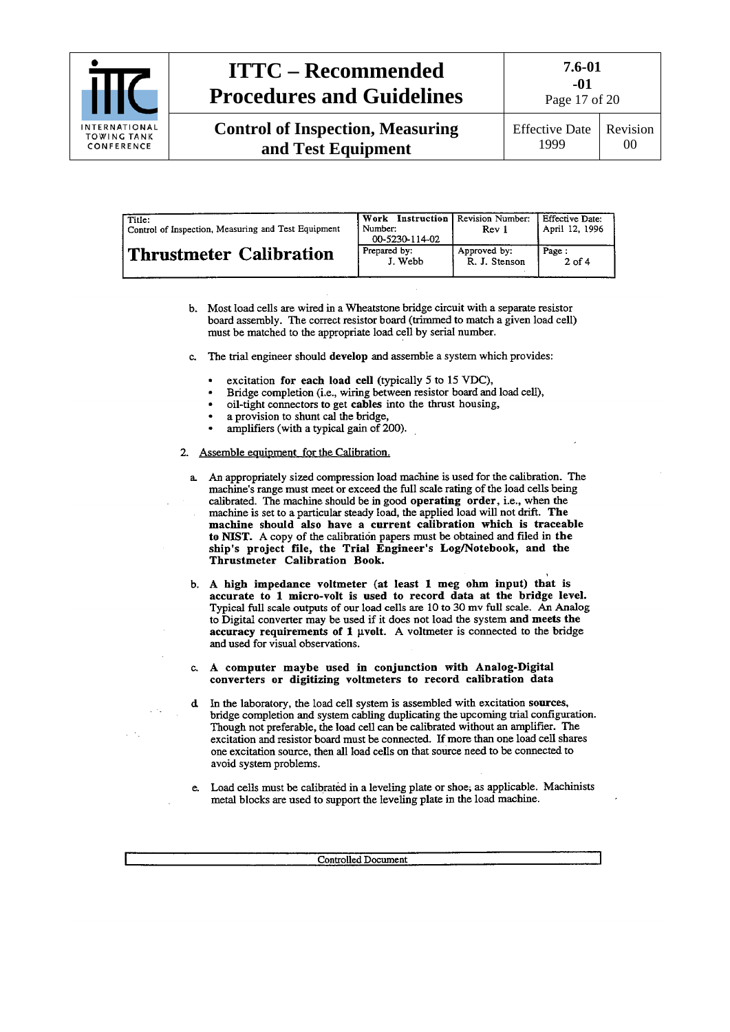| Title: Control of Inspection, Measuring and Test Equipment | Work Instruction Number: 00-5230-114-02 | Revision Number: Rev 1 | Effective Date: April 12, 1996 |
|---|---|---|---|
| **Thrustmeter Calibration** | Prepared by: J. Webb | Approved by: R. J. Stenson | Page : 2 of 4 |

b. Most load cells are wired in a Wheatstone bridge circuit with a separate resistor board assembly. The correct resistor board (trimmed to match a given load cell) must be matched to the appropriate load cell by serial number.

c. The trial engineer should **develop** and assemble a system which provides:

- excitation **for each load cell** (typically 5 to 15 VDC),
- Bridge completion (i.e., wiring between resistor board and load cell),
- oil-tight connectors to get **cables** into the thrust housing,
- a provision to shunt cal the bridge,
- amplifiers (with a typical gain of 200).

2. Assemble equipment for the Calibration.

a. An appropriately sized compression load machine is used for the calibration. The machine's range must meet or exceed the full scale rating of the load cells being calibrated. The machine should be in good **operating order**, i.e., when the machine is set to a particular steady load, the applied load will not drift. **The machine should also have a current calibration which is traceable to NIST.** A copy of the calibration papers must be obtained and filed in **the ship's project file, the Trial Engineer's Log/Notebook, and the Thrustmeter Calibration Book.**

b. **A high impedance voltmeter (at least 1 meg ohm input) that is accurate to 1 micro-volt is used to record data at the bridge level.** Typical full scale outputs of our load cells are 10 to 30 mv full scale. An Analog to Digital converter may be used if it does not load the system **and meets the accuracy requirements of 1 µvolt.** A voltmeter is connected to the bridge and used for visual observations.

c. **A computer maybe used in conjunction with Analog-Digital converters or digitizing voltmeters to record calibration data**

d. In the laboratory, the load cell system is assembled with excitation **sources**, bridge completion and system cabling duplicating the upcoming trial configuration. Though not preferable, the load cell can be calibrated without an amplifier. The excitation and resistor board must be connected. If more than one load cell shares one excitation source, then all load cells on that source need to be connected to avoid system problems.

e. Load cells must be calibrated in a leveling plate or shoe, as applicable. Machinists metal blocks are used to support the leveling plate in the load machine.

Controlled Document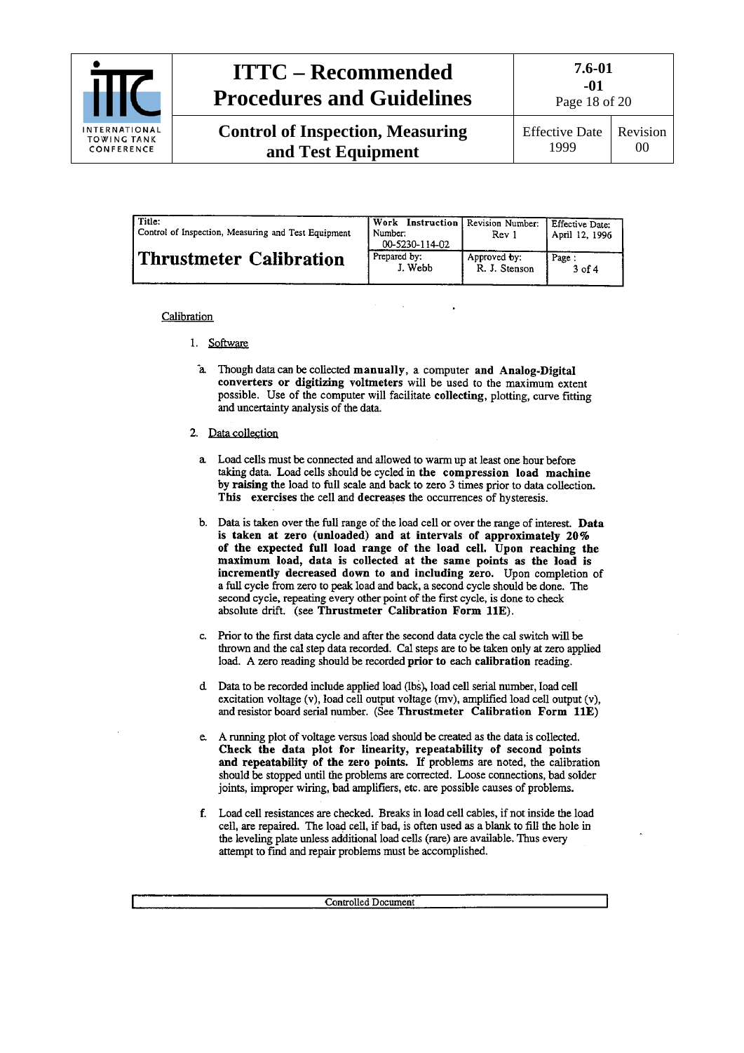| Title: Control of Inspection, Measuring and Test Equipment | Work Instruction Number: 00-5230-114-02 | Revision Number: Rev 1 | Effective Date: April 12, 1996 |
|---|---|---|---|
| **Thrustmeter Calibration** | Prepared by: J. Webb | Approved by: R. J. Stenson | Page : 3 of 4 |

Calibration

1. Software

   a. Though data can be collected **manually**, a computer **and Analog-Digital converters or digitizing voltmeters** will be used to the maximum extent possible. Use of the computer will facilitate **collecting**, plotting, curve fitting and uncertainty analysis of the data.

2. Data collection

   a. Load cells must be connected and allowed to warm up at least one hour before taking data. Load cells should be cycled in **the compression load machine by raising** the load to full scale and back to zero 3 times prior to data collection. **This exercises** the cell and **decreases** the occurrences of hysteresis.

   b. Data is taken over the full range of the load cell or over the range of interest. **Data is taken at zero (unloaded) and at intervals of approximately 20% of the expected full load range of the load cell. Upon reaching the maximum load, data is collected at the same points as the load is incremently decreased down to and including zero.** Upon completion of a full cycle from zero to peak load and back, a second cycle should be done. The second cycle, repeating every other point of the first cycle, is done to check absolute drift. (see **Thrustmeter Calibration Form 11E**).

   c. Prior to the first data cycle and after the second data cycle the cal switch will be thrown and the cal step data recorded. Cal steps are to be taken only at zero applied load. A zero reading should be recorded **prior to** each **calibration** reading.

   d. Data to be recorded include applied load (lbs), load cell serial number, load cell excitation voltage (v), load cell output voltage (mv), amplified load cell output (v), and resistor board serial number. (See **Thrustmeter Calibration Form 11E)**

   e. A running plot of voltage versus load should be created as the data is collected. **Check the data plot for linearity, repeatability of second points and repeatability of the zero points.** If problems are noted, the calibration should be stopped until the problems are corrected. Loose connections, bad solder joints, improper wiring, bad amplifiers, etc. are possible causes of problems.

   f. Load cell resistances are checked. Breaks in load cell cables, if not inside the load cell, are repaired. The load cell, if bad, is often used as a blank to fill the hole in the leveling plate unless additional load cells (rare) are available. Thus every attempt to find and repair problems must be accomplished.

Controlled Document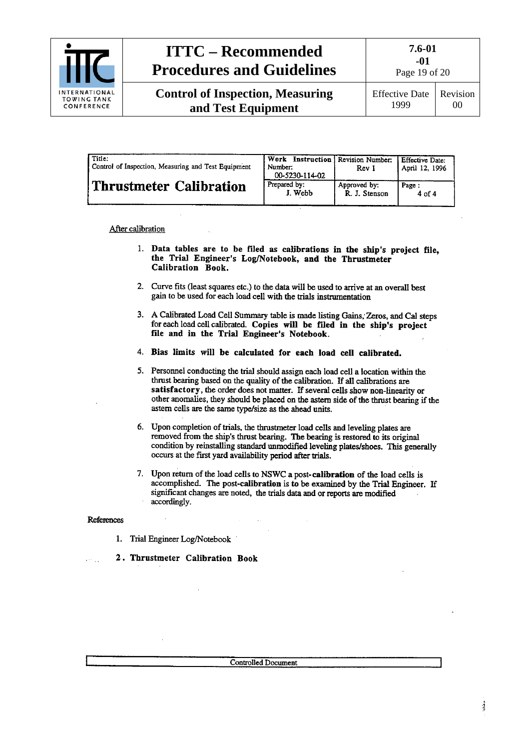| Title: Control of Inspection, Measuring and Test Equipment | Work Instruction Number: 00-5230-114-02 | Revision Number: Rev I | Effective Date: April 12, 1996 |
|---|---|---|---|
| **Thrustmeter Calibration** | Prepared by: J. Webb | Approved by: R. J. Stenson | Page : 4 of 4 |

After calibration

1. **Data tables are to be filed as calibrations in the ship's project file, the Trial Engineer's Log/Notebook, and the Thrustmeter Calibration Book.**

2. Curve fits (least squares etc.) to the data will be used to arrive at an overall best gain to be used for each load cell with the trials instrumentation

3. A Calibrated Load Cell Summary table is made listing Gains, Zeros, and Cal steps for each load cell calibrated. **Copies will be filed in the ship's project file and in the Trial Engineer's Notebook.**

4. **Bias limits will be calculated for each load cell calibrated.**

5. Personnel conducting the trial should assign each load cell a location within the thrust bearing based on the quality of the calibration. If all calibrations are **satisfactory**, the order does not matter. If several cells show non-linearity or other anomalies, they should be placed on the astern side of the thrust bearing if the astern cells are the same type/size as the ahead units.

6. Upon completion of trials, the thrustmeter load cells and leveling plates are removed from the ship's thrust bearing. The bearing is restored to its original condition by reinstalling standard unmodified leveling plates/shoes. This generally occurs at the first yard availability period after trials.

7. Upon return of the load cells to NSWC a post-**calibration** of the load cells is accomplished. The post-**calibration** is to be examined by the Trial Engineer. If significant changes are noted, the trials data and or reports are modified accordingly.

References

1. Trial Engineer Log/Notebook

2. **Thrustmeter Calibration Book**

Controlled Document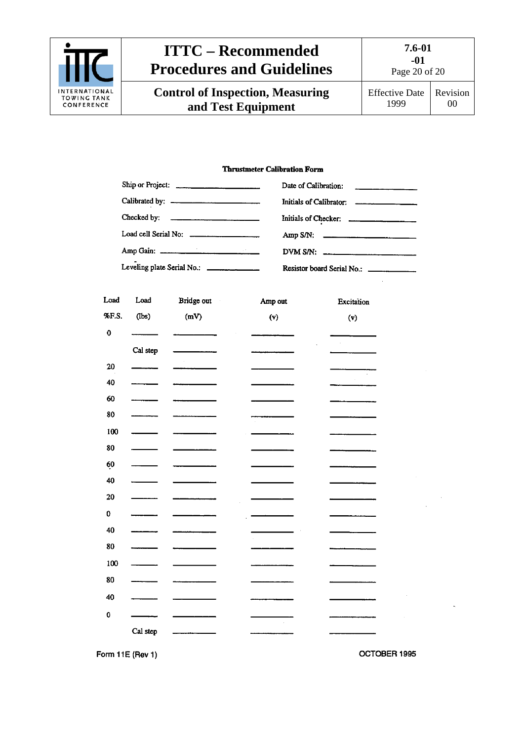**Thrustmeter Calibration Form**

Ship or Project: ____________________ Date of Calibration: ______________

Calibrated by: ____________________ Initials of Calibrator: ______________

Checked by: ____________________ Initials of Checker: ______________

Load cell Serial No: ______________ Amp S/N: ____________________

Amp Gain: ____________________ DVM S/N: ____________________

Leveling plate Serial No.: ____________ Resistor board Serial No.: ____________

| Load %F.S. | Load (lbs) | Bridge out (mV) | Amp out (v) | Excitation (v) |
|---|---|---|---|---|
| 0 | ______ | ______ | ______ | ______ |
| | Cal step | ______ | ______ | ______ |
| 20 | ______ | ______ | ______ | ______ |
| 40 | ______ | ______ | ______ | ______ |
| 60 | ______ | ______ | ______ | ______ |
| 80 | ______ | ______ | ______ | ______ |
| 100 | ______ | ______ | ______ | ______ |
| 80 | ______ | ______ | ______ | ______ |
| 60 | ______ | ______ | ______ | ______ |
| 40 | ______ | ______ | ______ | ______ |
| 20 | ______ | ______ | ______ | ______ |
| 0 | ______ | ______ | ______ | ______ |
| 40 | ______ | ______ | ______ | ______ |
| 80 | ______ | ______ | ______ | ______ |
| 100 | ______ | ______ | ______ | ______ |
| 80 | ______ | ______ | ______ | ______ |
| 40 | ______ | ______ | ______ | ______ |
| 0 | ______ | ______ | ______ | ______ |
| | Cal step | ______ | ______ | ______ |

Form 11E (Rev 1) OCTOBER 1995